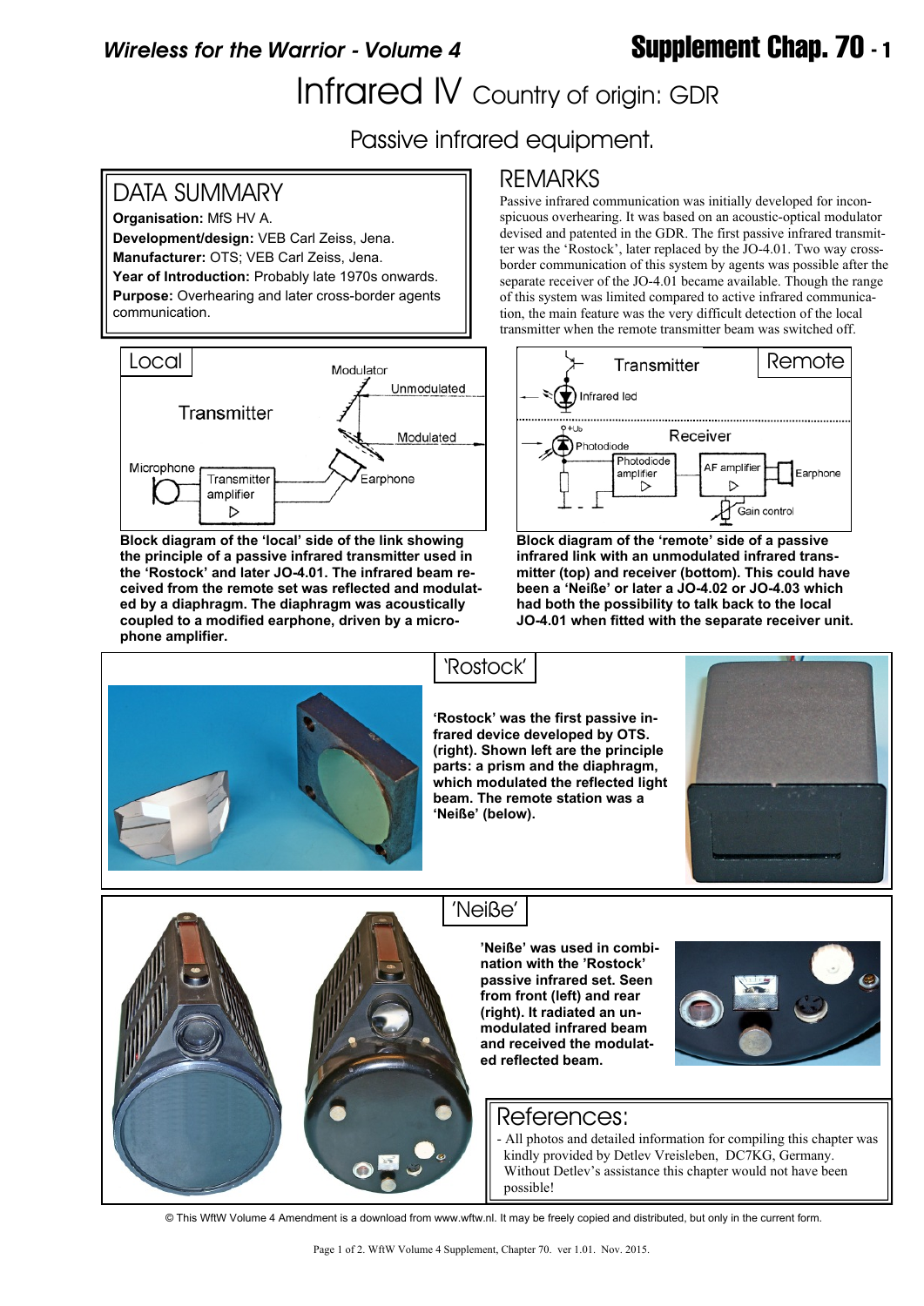# Infrared IV Country of origin: GDR

## Passive infrared equipment.

## DATA SUMMARY

**Organisation:** MfS HV A.
**Development/design:** VEB Carl Zeiss, Jena.
**Manufacturer:** OTS; VEB Carl Zeiss, Jena.
**Year of Introduction:** Probably late 1970s onwards.
**Purpose:** Overhearing and later cross-border agents communication.

## REMARKS

Passive infrared communication was initially developed for inconspicuous overhearing. It was based on an acoustic-optical modulator devised and patented in the GDR. The first passive infrared transmitter was the 'Rostock', later replaced by the JO-4.01. Two way cross-border communication of this system by agents was possible after the separate receiver of the JO-4.01 became available. Though the range of this system was limited compared to active infrared communication, the main feature was the very difficult detection of the local transmitter when the remote transmitter beam was switched off.

Local — Transmitter: Modulator, Unmodulated, Modulated, Microphone, Transmitter amplifier, Earphone

**Block diagram of the 'local' side of the link showing the principle of a passive infrared transmitter used in the 'Rostock' and later JO-4.01. The infrared beam received from the remote set was reflected and modulated by a diaphragm. The diaphragm was acoustically coupled to a modified earphone, driven by a microphone amplifier.**

Remote — Transmitter: Infrared led. Receiver: +Ub, Photodiode, Photodiode amplifier, AF amplifier, Earphone, Gain control

**Block diagram of the 'remote' side of a passive infrared link with an unmodulated infrared transmitter (top) and receiver (bottom). This could have been a 'Neiße' or later a JO-4.02 or JO-4.03 which had both the possibility to talk back to the local JO-4.01 when fitted with the separate receiver unit.**

## 'Rostock'

**'Rostock' was the first passive infrared device developed by OTS. (right). Shown left are the principle parts: a prism and the diaphragm, which modulated the reflected light beam. The remote station was a 'Neiße' (below).**

## 'Neiße'

**'Neiße' was used in combination with the 'Rostock' passive infrared set. Seen from front (left) and rear (right). It radiated an unmodulated infrared beam and received the modulated reflected beam.**

## References:

- All photos and detailed information for compiling this chapter was kindly provided by Detlev Vreisleben, DC7KG, Germany. Without Detlev's assistance this chapter would not have been possible!

© This WftW Volume 4 Amendment is a download from www.wftw.nl. It may be freely copied and distributed, but only in the current form.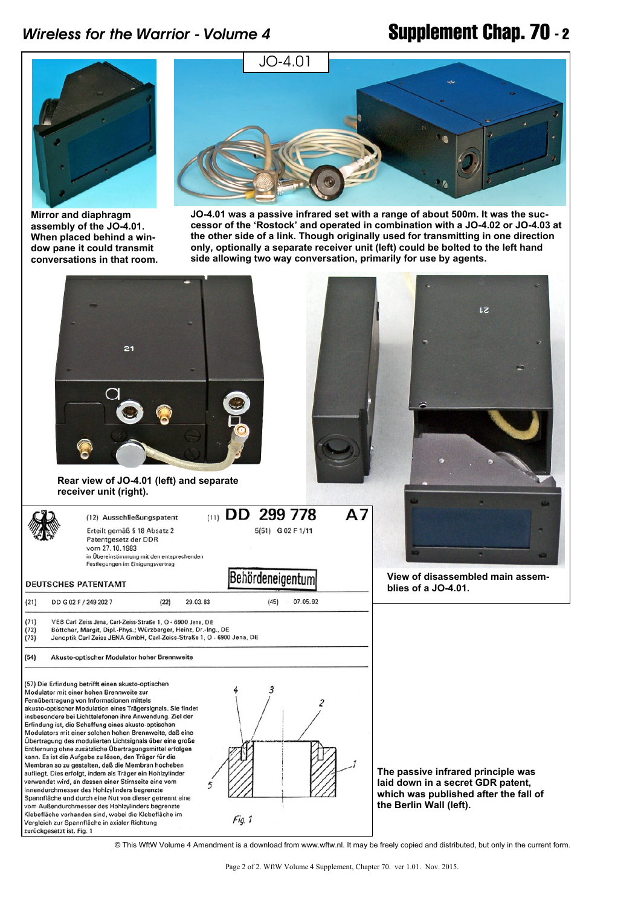JO-4.01

Mirror and diaphragm assembly of the JO-4.01. When placed behind a window pane it could transmit conversations in that room.

JO-4.01 was a passive infrared set with a range of about 500m. It was the successor of the 'Rostock' and operated in combination with a JO-4.02 or JO-4.03 at the other side of a link. Though originally used for transmitting in one direction only, optionally a separate receiver unit (left) could be bolted to the left hand side allowing two way conversation, primarily for use by agents.

Rear view of JO-4.01 (left) and separate receiver unit (right).

View of disassembled main assemblies of a JO-4.01.

(12) Ausschließungspatent

Erteilt gemäß § 18 Absatz 2 Patentgesetz der DDR vom 27.10.1983

in Übereinstimmung mit den entsprechenden Festlegungen im Einigungsvertrag

(11) **DD 299 778 A7**

5(51) G 02 F 1/11

Behördeneigentum

DEUTSCHES PATENTAMT

(21) DD G 02 F / 249 202 7 (22) 29.03.83 (45) 07.05.92

(71) VEB Carl Zeiss Jena, Carl-Zeiss-Straße 1, O - 6900 Jena, DE
(72) Böttcher, Margit, Dipl.-Phys.; Würzberger, Heinz, Dr.-Ing., DE
(73) Jenoptik Carl Zeiss JENA GmbH, Carl-Zeiss-Straße 1, O - 6900 Jena, DE

(54) Akusto-optischer Modulator hoher Brennweite

(57) Die Erfindung betrifft einen akusto-optischen Modulator mit einer hohen Brennweite zur Fernübertragung von Informationen mittels akusto-optischer Modulation eines Trägersignals. Sie findet insbesondere bei Lichttelefonen ihre Anwendung. Ziel der Erfindung ist, die Schaffung eines akusto-optischen Modulators mit einer solchen hohen Brennweite, daß eine Übertragung des modulierten Lichtsignals über eine große Entfernung ohne zusätzliche Übertragungsmittel erfolgen kann. Es ist die Aufgabe zu lösen, den Träger für die Membran so zu gestalten, daß die Membran hocheben aufliegt. Dies erfolgt, indem als Träger ein Hohlzylinder verwendet wird, an dessen einer Stirnseite eine vom Innendurchmesser des Hohlzylinders begrenzte Spannfläche und durch eine Nut von dieser getrennt eine vom Außendurchmesser des Hohlzylinders begrenzte Klebefläche vorhanden sind, wobei die Klebefläche im Vergleich zur Spannfläche in axialer Richtung zurückgesetzt ist. Fig. 1

4 3 2 1 5

Fig. 1

The passive infrared principle was laid down in a secret GDR patent, which was published after the fall of the Berlin Wall (left).

© This WftW Volume 4 Amendment is a download from www.wftw.nl. It may be freely copied and distributed, but only in the current form.